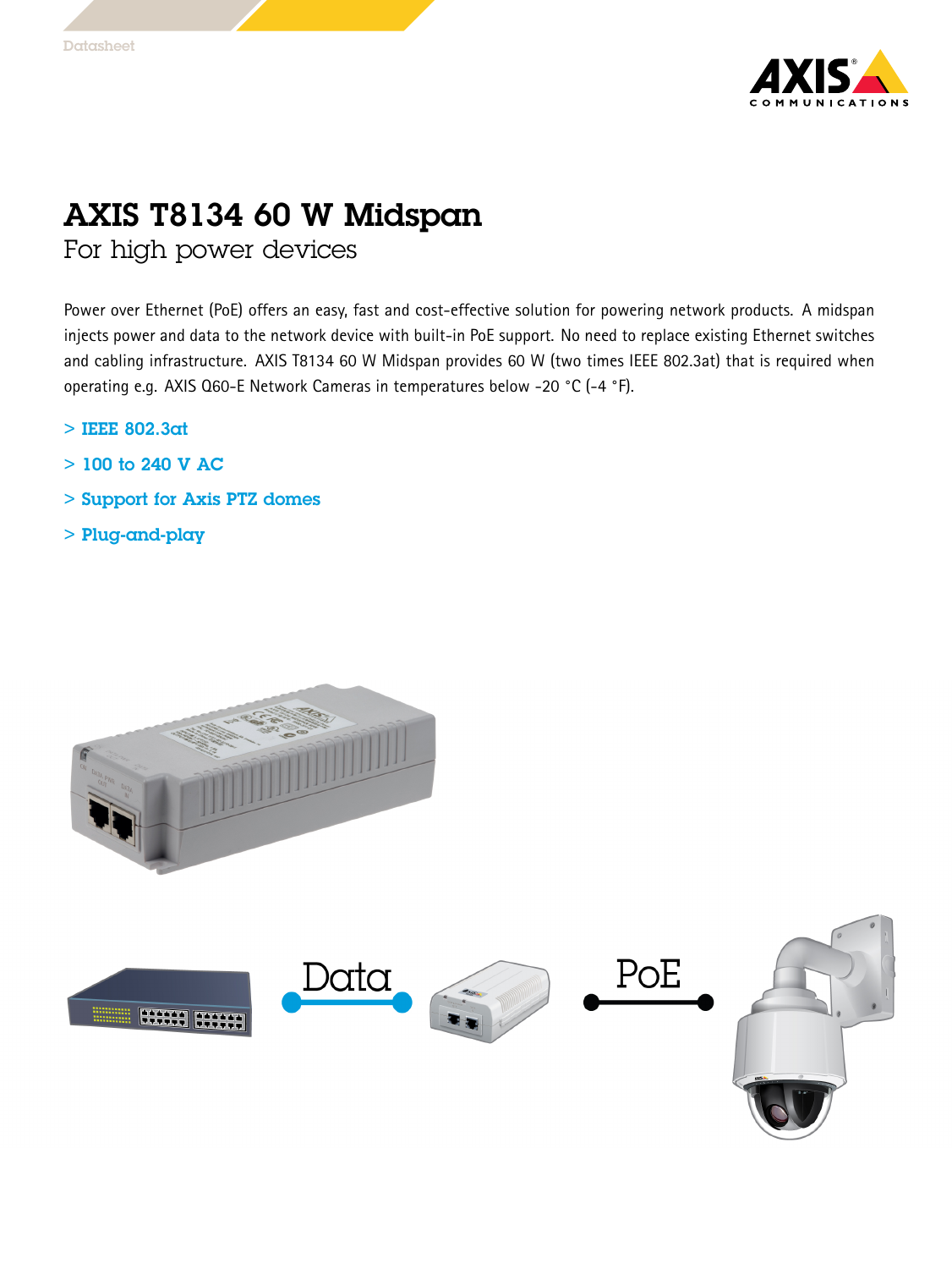# AXIS T8134 60 W Midspan

## For high power devices

Power over Ethernet (PoE) offers an easy, fast and cost-effective solution for powering network products. A midspan injects power and data to the network device with built-in PoE support. No need to replace existing Ethernet switches and cabling infrastructure. AXIS T8134 60 W Midspan provides 60 W (two times IEEE 802.3at) that is required when operating e.g. AXIS Q60-E Network Cameras in temperatures below -20 °C (-4 °F).

- IEEE 802.3at
- 100 to 240 V AC
- Support for Axis PTZ domes
- Plug-and-play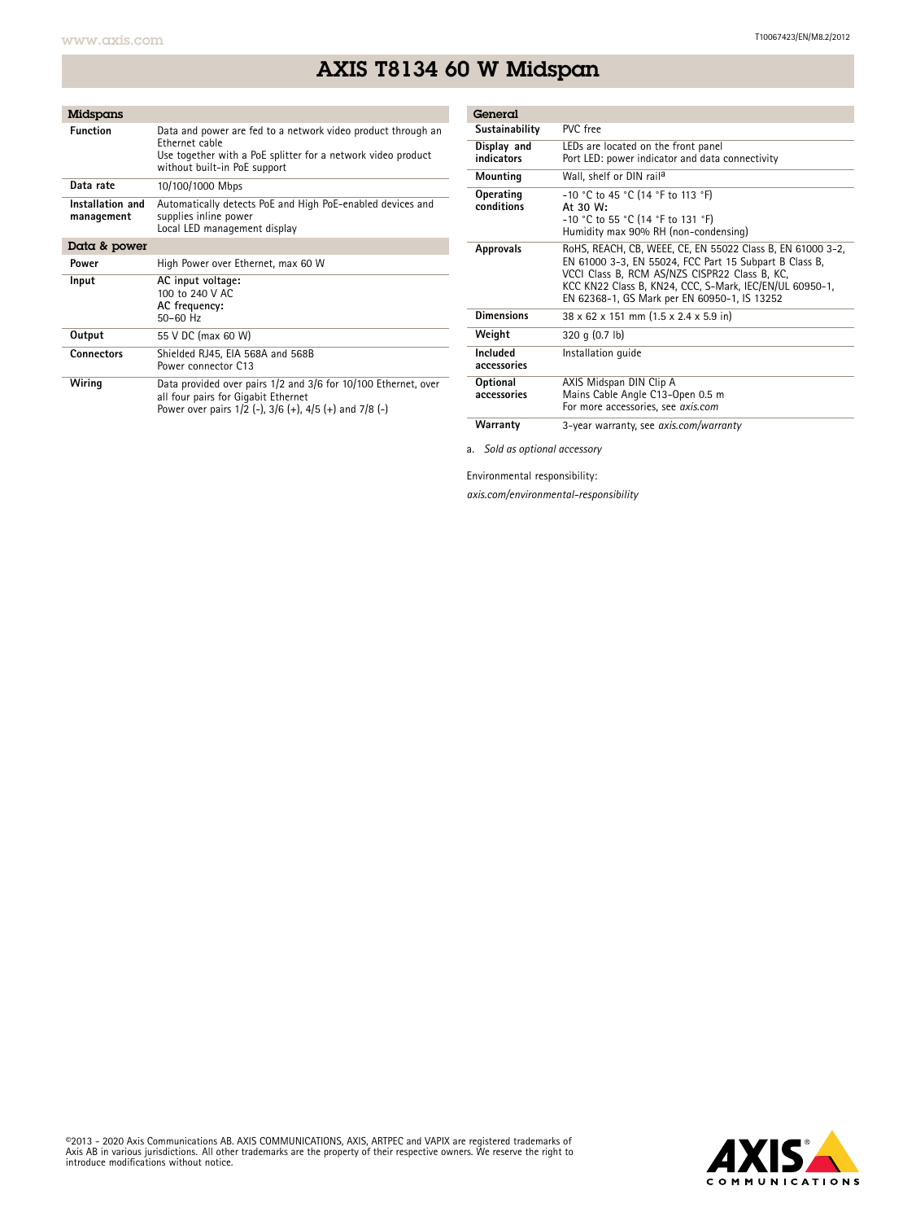# AXIS T8134 60 W Midspan

## Midspans

| | |
|---|---|
| **Function** | Data and power are fed to a network video product through an Ethernet cable<br>Use together with a PoE splitter for a network video product without built-in PoE support |
| **Data rate** | 10/100/1000 Mbps |
| **Installation and management** | Automatically detects PoE and High PoE-enabled devices and supplies inline power<br>Local LED management display |

## Data & power

| | |
|---|---|
| **Power** | High Power over Ethernet, max 60 W |
| **Input** | **AC input voltage:**<br>100 to 240 V AC<br>**AC frequency:**<br>50–60 Hz |
| **Output** | 55 V DC (max 60 W) |
| **Connectors** | Shielded RJ45, EIA 568A and 568B<br>Power connector C13 |
| **Wiring** | Data provided over pairs 1/2 and 3/6 for 10/100 Ethernet, over all four pairs for Gigabit Ethernet<br>Power over pairs 1/2 (-), 3/6 (+), 4/5 (+) and 7/8 (-) |

## General

| | |
|---|---|
| **Sustainability** | PVC free |
| **Display and indicators** | LEDs are located on the front panel<br>Port LED: power indicator and data connectivity |
| **Mounting** | Wall, shelf or DIN rail[a] |
| **Operating conditions** | -10 °C to 45 °C (14 °F to 113 °F)<br>**At 30 W:**<br>-10 °C to 55 °C (14 °F to 131 °F)<br>Humidity max 90% RH (non-condensing) |
| **Approvals** | RoHS, REACH, CB, WEEE, CE, EN 55022 Class B, EN 61000 3-2, EN 61000 3-3, EN 55024, FCC Part 15 Subpart B Class B, VCCI Class B, RCM AS/NZS CISPR22 Class B, KC, KCC KN22 Class B, KN24, CCC, S-Mark, IEC/EN/UL 60950-1, EN 62368-1, GS Mark per EN 60950-1, IS 13252 |
| **Dimensions** | 38 x 62 x 151 mm (1.5 x 2.4 x 5.9 in) |
| **Weight** | 320 g (0.7 lb) |
| **Included accessories** | Installation guide |
| **Optional accessories** | AXIS Midspan DIN Clip A<br>Mains Cable Angle C13-Open 0.5 m<br>For more accessories, see *axis.com* |
| **Warranty** | 3-year warranty, see *axis.com/warranty* |

a. *Sold as optional accessory*

Environmental responsibility:

*axis.com/environmental-responsibility*

©2013 - 2020 Axis Communications AB. AXIS COMMUNICATIONS, AXIS, ARTPEC and VAPIX are registered trademarks of Axis AB in various jurisdictions. All other trademarks are the property of their respective owners. We reserve the right to introduce modifications without notice.